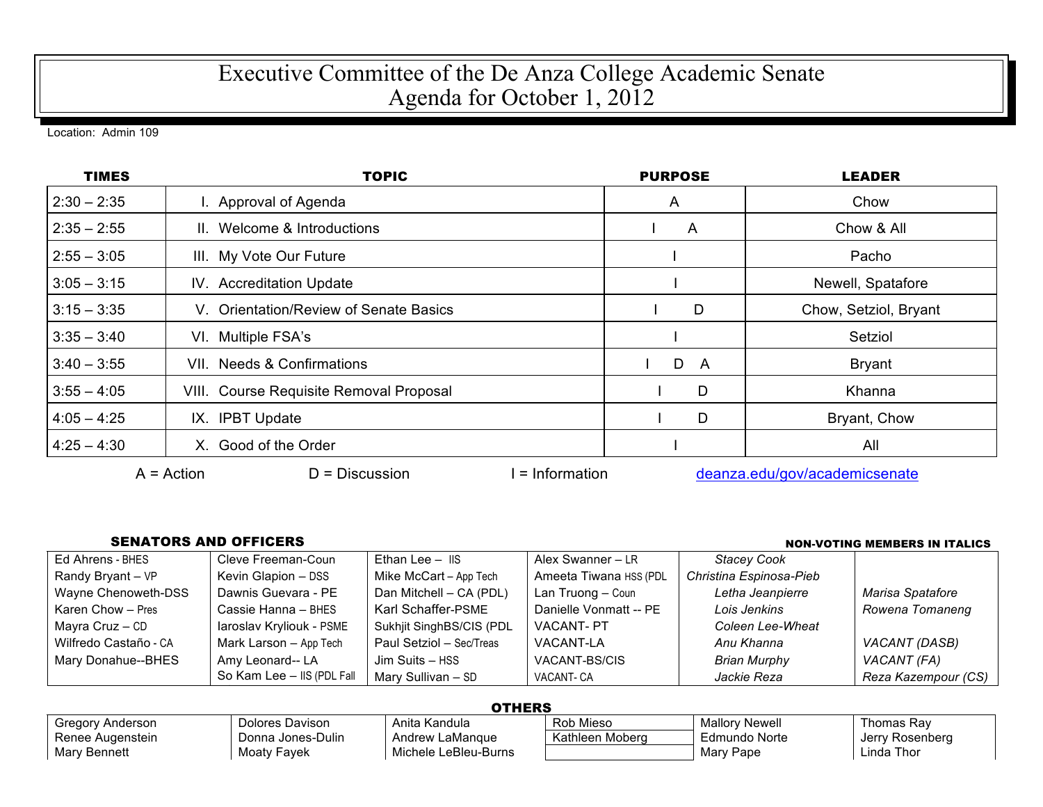# Executive Committee of the De Anza College Academic Senate
# Agenda for October 1, 2012

Location: Admin 109

| TIMES | TOPIC | PURPOSE | LEADER |
|---|---|---|---|
| 2:30 – 2:35 | I. Approval of Agenda | A | Chow |
| 2:35 – 2:55 | II. Welcome & Introductions | I A | Chow & All |
| 2:55 – 3:05 | III. My Vote Our Future | I | Pacho |
| 3:05 – 3:15 | IV. Accreditation Update | I | Newell, Spatafore |
| 3:15 – 3:35 | V. Orientation/Review of Senate Basics | I D | Chow, Setziol, Bryant |
| 3:35 – 3:40 | VI. Multiple FSA's | I | Setziol |
| 3:40 – 3:55 | VII. Needs & Confirmations | I D A | Bryant |
| 3:55 – 4:05 | VIII. Course Requisite Removal Proposal | I D | Khanna |
| 4:05 – 4:25 | IX. IPBT Update | I D | Bryant, Chow |
| 4:25 – 4:30 | X. Good of the Order | I | All |

A = Action D = Discussion I = Information deanza.edu/gov/academicsenate

**SENATORS AND OFFICERS** **NON-VOTING MEMBERS IN ITALICS**

| | | | | | |
|---|---|---|---|---|---|
| Ed Ahrens - BHES | Cleve Freeman-Coun | Ethan Lee – IIS | Alex Swanner – LR | *Stacey Cook* | |
| Randy Bryant – VP | Kevin Glapion – DSS | Mike McCart – App Tech | Ameeta Tiwana HSS (PDL | *Christina Espinosa-Pieb* | |
| Wayne Chenoweth-DSS | Dawnis Guevara - PE | Dan Mitchell – CA (PDL) | Lan Truong – Coun | *Letha Jeanpierre* | *Marisa Spatafore* |
| Karen Chow – Pres | Cassie Hanna – BHES | Karl Schaffer-PSME | Danielle Vonmatt -- PE | *Lois Jenkins* | *Rowena Tomaneng* |
| Mayra Cruz – CD | Iaroslav Kryliouk - PSME | Sukhjit SinghBS/CIS (PDL | VACANT- PT | *Coleen Lee-Wheat* | |
| Wilfredo Castaño - CA | Mark Larson – App Tech | Paul Setziol – Sec/Treas | VACANT-LA | *Anu Khanna* | *VACANT (DASB)* |
| Mary Donahue--BHES | Amy Leonard-- LA | Jim Suits – HSS | VACANT-BS/CIS | *Brian Murphy* | *VACANT (FA)* |
| | So Kam Lee – IIS (PDL Fall | Mary Sullivan – SD | VACANT- CA | *Jackie Reza* | *Reza Kazempour (CS)* |

**OTHERS**

| | | | | | |
|---|---|---|---|---|---|
| Gregory Anderson | Dolores Davison | Anita Kandula | Rob Mieso | Mallory Newell | Thomas Ray |
| Renee Augenstein | Donna Jones-Dulin | Andrew LaManque | Kathleen Moberg | Edmundo Norte | Jerry Rosenberg |
| Mary Bennett | Moaty Fayek | Michele LeBleu-Burns | | Mary Pape | Linda Thor |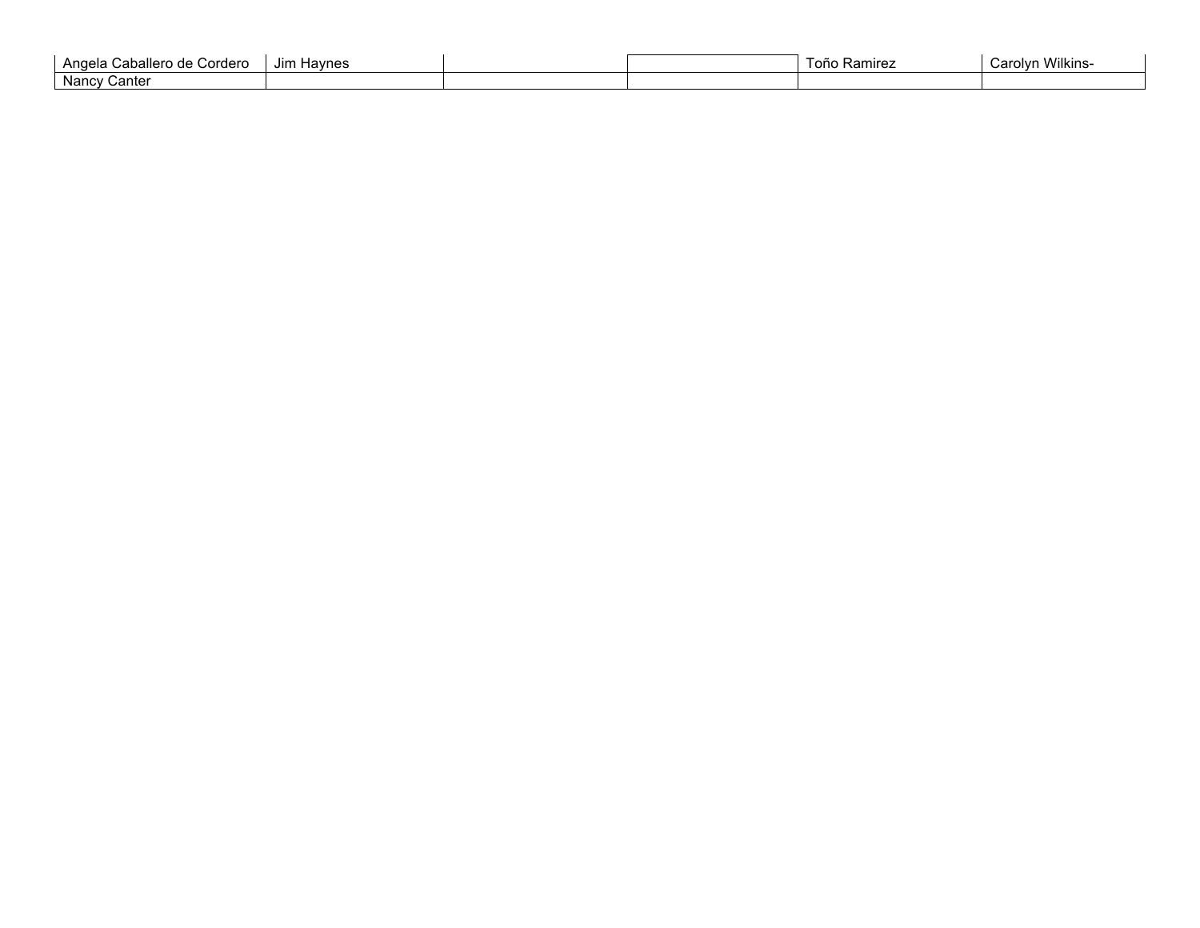| | | | | | |
|---|---|---|---|---|---|
| Angela Caballero de Cordero | Jim Haynes | | | Toño Ramirez | Carolyn Wilkins- |
| Nancy Canter | | | | | |